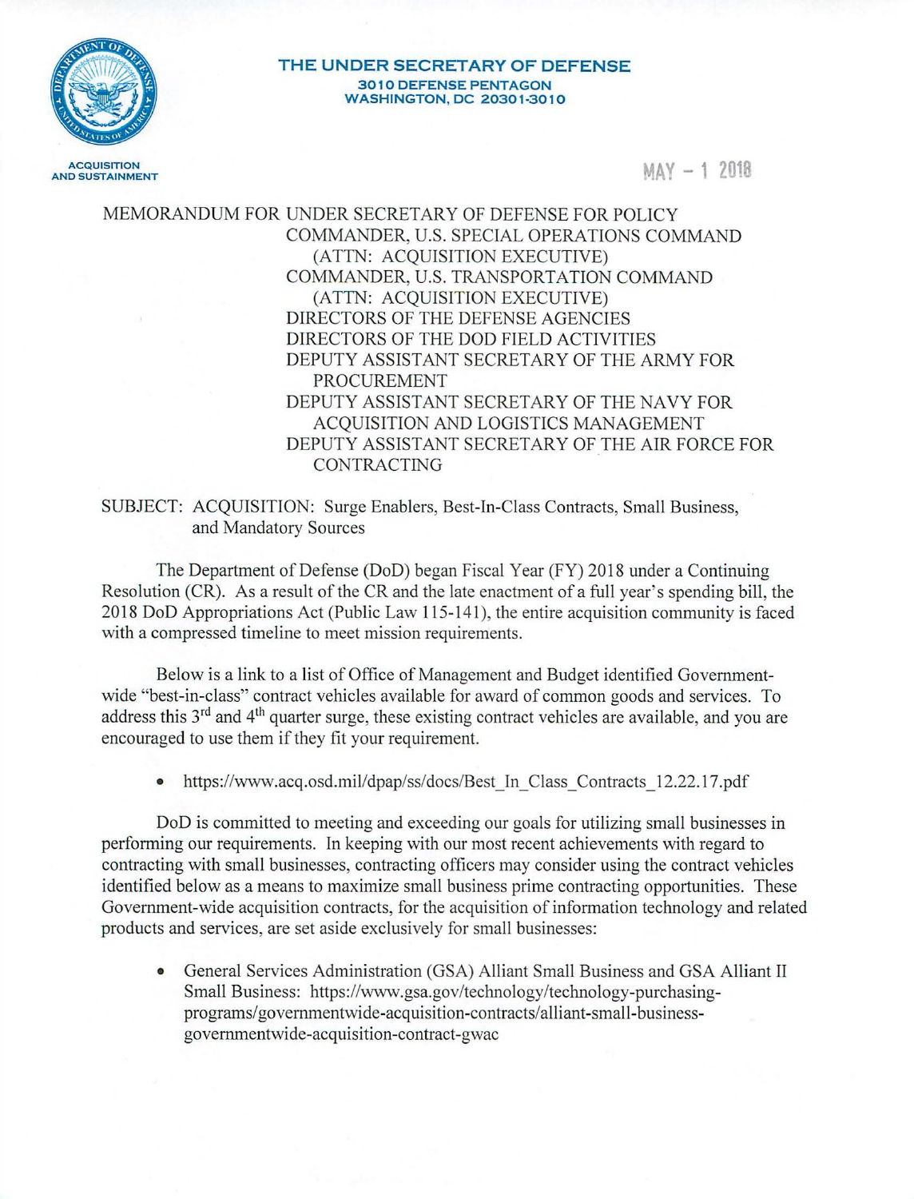**THE UNDER SECRETARY OF DEFENSE**
**3010 DEFENSE PENTAGON**
**WASHINGTON, DC 20301-3010**

ACQUISITION AND SUSTAINMENT

MAY - 1 2018

MEMORANDUM FOR UNDER SECRETARY OF DEFENSE FOR POLICY
COMMANDER, U.S. SPECIAL OPERATIONS COMMAND (ATTN: ACQUISITION EXECUTIVE)
COMMANDER, U.S. TRANSPORTATION COMMAND (ATTN: ACQUISITION EXECUTIVE)
DIRECTORS OF THE DEFENSE AGENCIES
DIRECTORS OF THE DOD FIELD ACTIVITIES
DEPUTY ASSISTANT SECRETARY OF THE ARMY FOR PROCUREMENT
DEPUTY ASSISTANT SECRETARY OF THE NAVY FOR ACQUISITION AND LOGISTICS MANAGEMENT
DEPUTY ASSISTANT SECRETARY OF THE AIR FORCE FOR CONTRACTING

SUBJECT: ACQUISITION: Surge Enablers, Best-In-Class Contracts, Small Business, and Mandatory Sources

The Department of Defense (DoD) began Fiscal Year (FY) 2018 under a Continuing Resolution (CR). As a result of the CR and the late enactment of a full year's spending bill, the 2018 DoD Appropriations Act (Public Law 115-141), the entire acquisition community is faced with a compressed timeline to meet mission requirements.

Below is a link to a list of Office of Management and Budget identified Government-wide "best-in-class" contract vehicles available for award of common goods and services. To address this 3rd and 4th quarter surge, these existing contract vehicles are available, and you are encouraged to use them if they fit your requirement.

- https://www.acq.osd.mil/dpap/ss/docs/Best_In_Class_Contracts_12.22.17.pdf

DoD is committed to meeting and exceeding our goals for utilizing small businesses in performing our requirements. In keeping with our most recent achievements with regard to contracting with small businesses, contracting officers may consider using the contract vehicles identified below as a means to maximize small business prime contracting opportunities. These Government-wide acquisition contracts, for the acquisition of information technology and related products and services, are set aside exclusively for small businesses:

- General Services Administration (GSA) Alliant Small Business and GSA Alliant II Small Business: https://www.gsa.gov/technology/technology-purchasing-programs/governmentwide-acquisition-contracts/alliant-small-business-governmentwide-acquisition-contract-gwac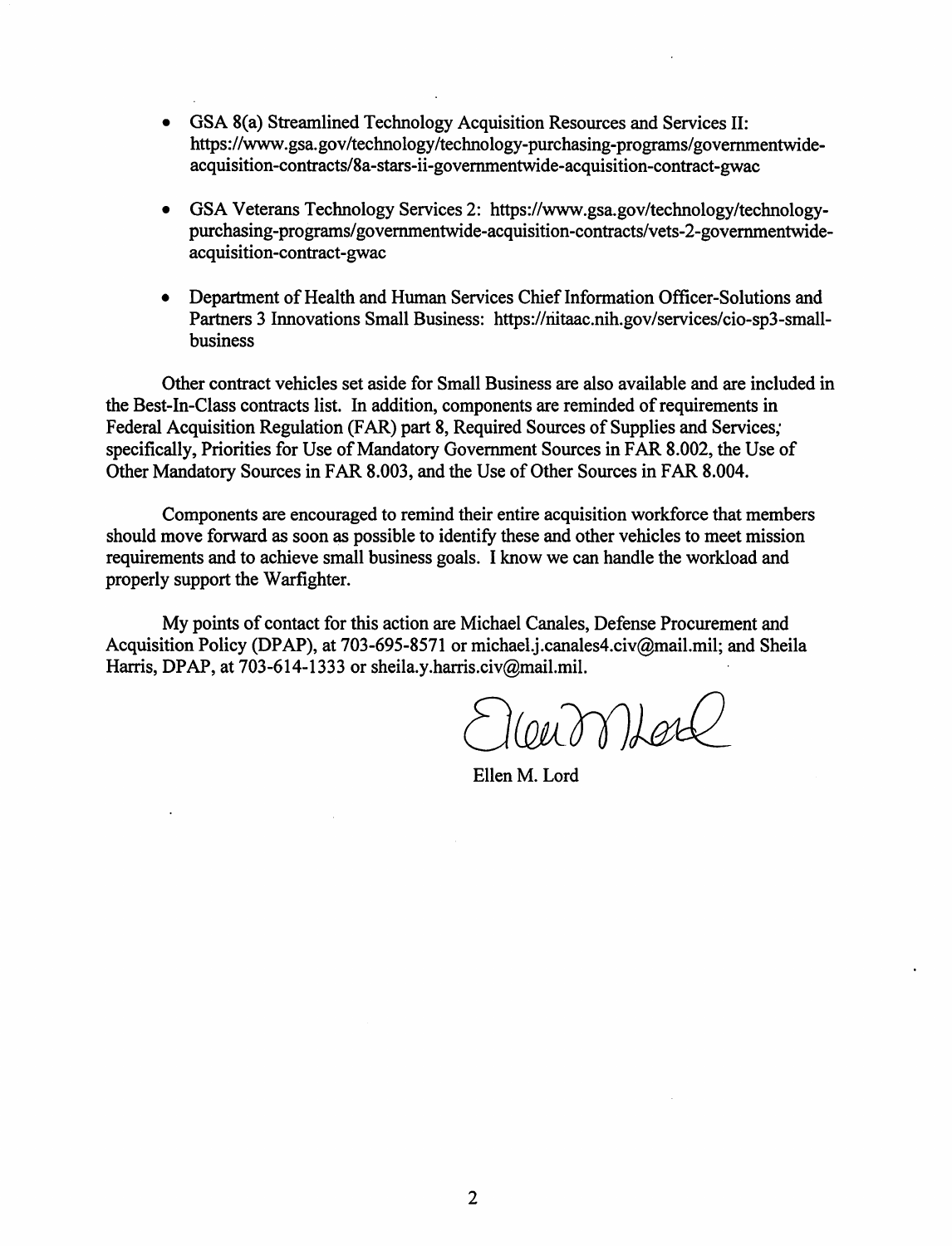- GSA 8(a) Streamlined Technology Acquisition Resources and Services II: https://www.gsa.gov/technology/technology-purchasing-programs/governmentwide-acquisition-contracts/8a-stars-ii-governmentwide-acquisition-contract-gwac

- GSA Veterans Technology Services 2: https://www.gsa.gov/technology/technology-purchasing-programs/governmentwide-acquisition-contracts/vets-2-governmentwide-acquisition-contract-gwac

- Department of Health and Human Services Chief Information Officer-Solutions and Partners 3 Innovations Small Business: https://nitaac.nih.gov/services/cio-sp3-small-business

Other contract vehicles set aside for Small Business are also available and are included in the Best-In-Class contracts list. In addition, components are reminded of requirements in Federal Acquisition Regulation (FAR) part 8, Required Sources of Supplies and Services; specifically, Priorities for Use of Mandatory Government Sources in FAR 8.002, the Use of Other Mandatory Sources in FAR 8.003, and the Use of Other Sources in FAR 8.004.

Components are encouraged to remind their entire acquisition workforce that members should move forward as soon as possible to identify these and other vehicles to meet mission requirements and to achieve small business goals. I know we can handle the workload and properly support the Warfighter.

My points of contact for this action are Michael Canales, Defense Procurement and Acquisition Policy (DPAP), at 703-695-8571 or michael.j.canales4.civ@mail.mil; and Sheila Harris, DPAP, at 703-614-1333 or sheila.y.harris.civ@mail.mil.

Ellen M. Lord